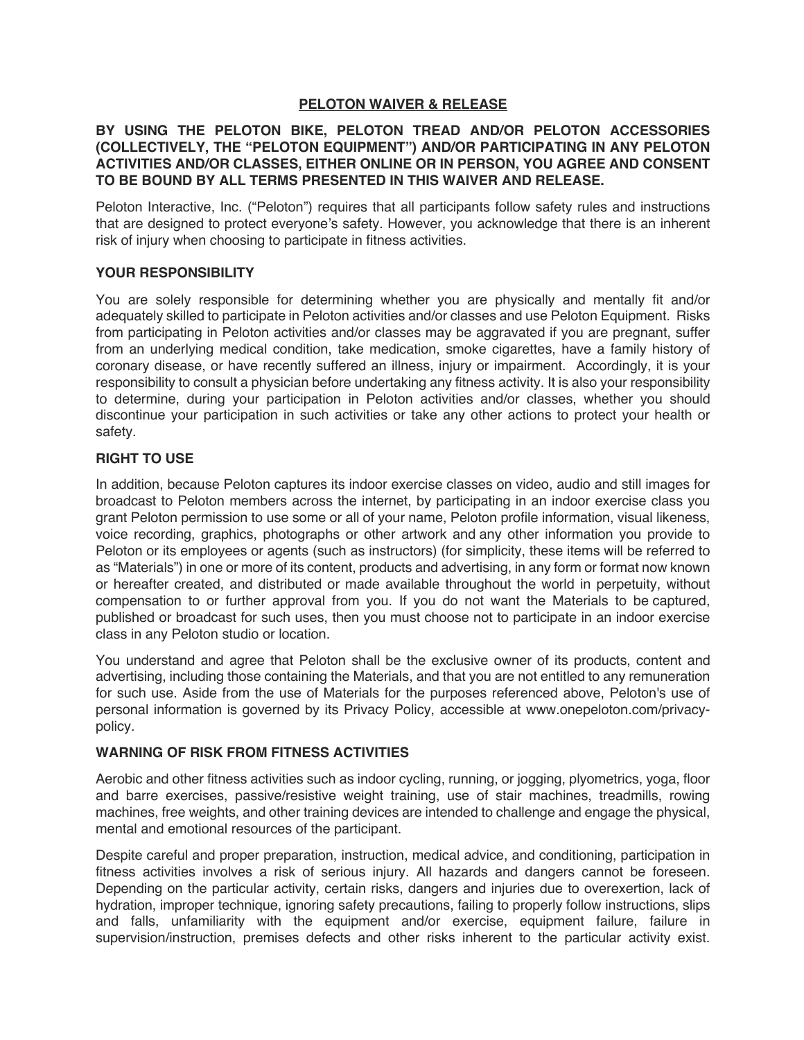# PELOTON WAIVER & RELEASE

**BY USING THE PELOTON BIKE, PELOTON TREAD AND/OR PELOTON ACCESSORIES (COLLECTIVELY, THE "PELOTON EQUIPMENT") AND/OR PARTICIPATING IN ANY PELOTON ACTIVITIES AND/OR CLASSES, EITHER ONLINE OR IN PERSON, YOU AGREE AND CONSENT TO BE BOUND BY ALL TERMS PRESENTED IN THIS WAIVER AND RELEASE.**

Peloton Interactive, Inc. ("Peloton") requires that all participants follow safety rules and instructions that are designed to protect everyone's safety. However, you acknowledge that there is an inherent risk of injury when choosing to participate in fitness activities.

## YOUR RESPONSIBILITY

You are solely responsible for determining whether you are physically and mentally fit and/or adequately skilled to participate in Peloton activities and/or classes and use Peloton Equipment. Risks from participating in Peloton activities and/or classes may be aggravated if you are pregnant, suffer from an underlying medical condition, take medication, smoke cigarettes, have a family history of coronary disease, or have recently suffered an illness, injury or impairment. Accordingly, it is your responsibility to consult a physician before undertaking any fitness activity. It is also your responsibility to determine, during your participation in Peloton activities and/or classes, whether you should discontinue your participation in such activities or take any other actions to protect your health or safety.

## RIGHT TO USE

In addition, because Peloton captures its indoor exercise classes on video, audio and still images for broadcast to Peloton members across the internet, by participating in an indoor exercise class you grant Peloton permission to use some or all of your name, Peloton profile information, visual likeness, voice recording, graphics, photographs or other artwork and any other information you provide to Peloton or its employees or agents (such as instructors) (for simplicity, these items will be referred to as "Materials") in one or more of its content, products and advertising, in any form or format now known or hereafter created, and distributed or made available throughout the world in perpetuity, without compensation to or further approval from you. If you do not want the Materials to be captured, published or broadcast for such uses, then you must choose not to participate in an indoor exercise class in any Peloton studio or location.

You understand and agree that Peloton shall be the exclusive owner of its products, content and advertising, including those containing the Materials, and that you are not entitled to any remuneration for such use. Aside from the use of Materials for the purposes referenced above, Peloton's use of personal information is governed by its Privacy Policy, accessible at www.onepeloton.com/privacy-policy.

## WARNING OF RISK FROM FITNESS ACTIVITIES

Aerobic and other fitness activities such as indoor cycling, running, or jogging, plyometrics, yoga, floor and barre exercises, passive/resistive weight training, use of stair machines, treadmills, rowing machines, free weights, and other training devices are intended to challenge and engage the physical, mental and emotional resources of the participant.

Despite careful and proper preparation, instruction, medical advice, and conditioning, participation in fitness activities involves a risk of serious injury. All hazards and dangers cannot be foreseen. Depending on the particular activity, certain risks, dangers and injuries due to overexertion, lack of hydration, improper technique, ignoring safety precautions, failing to properly follow instructions, slips and falls, unfamiliarity with the equipment and/or exercise, equipment failure, failure in supervision/instruction, premises defects and other risks inherent to the particular activity exist.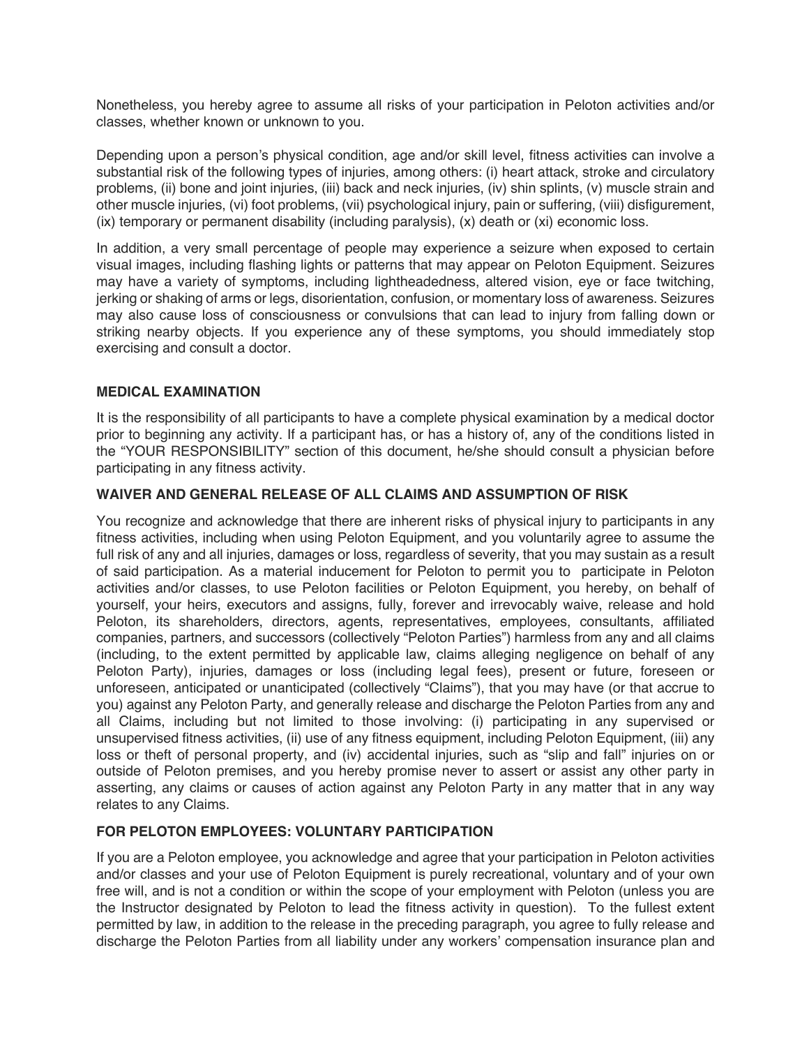Nonetheless, you hereby agree to assume all risks of your participation in Peloton activities and/or classes, whether known or unknown to you.

Depending upon a person's physical condition, age and/or skill level, fitness activities can involve a substantial risk of the following types of injuries, among others: (i) heart attack, stroke and circulatory problems, (ii) bone and joint injuries, (iii) back and neck injuries, (iv) shin splints, (v) muscle strain and other muscle injuries, (vi) foot problems, (vii) psychological injury, pain or suffering, (viii) disfigurement, (ix) temporary or permanent disability (including paralysis), (x) death or (xi) economic loss.

In addition, a very small percentage of people may experience a seizure when exposed to certain visual images, including flashing lights or patterns that may appear on Peloton Equipment. Seizures may have a variety of symptoms, including lightheadedness, altered vision, eye or face twitching, jerking or shaking of arms or legs, disorientation, confusion, or momentary loss of awareness. Seizures may also cause loss of consciousness or convulsions that can lead to injury from falling down or striking nearby objects. If you experience any of these symptoms, you should immediately stop exercising and consult a doctor.

### MEDICAL EXAMINATION

It is the responsibility of all participants to have a complete physical examination by a medical doctor prior to beginning any activity. If a participant has, or has a history of, any of the conditions listed in the "YOUR RESPONSIBILITY" section of this document, he/she should consult a physician before participating in any fitness activity.

### WAIVER AND GENERAL RELEASE OF ALL CLAIMS AND ASSUMPTION OF RISK

You recognize and acknowledge that there are inherent risks of physical injury to participants in any fitness activities, including when using Peloton Equipment, and you voluntarily agree to assume the full risk of any and all injuries, damages or loss, regardless of severity, that you may sustain as a result of said participation. As a material inducement for Peloton to permit you to participate in Peloton activities and/or classes, to use Peloton facilities or Peloton Equipment, you hereby, on behalf of yourself, your heirs, executors and assigns, fully, forever and irrevocably waive, release and hold Peloton, its shareholders, directors, agents, representatives, employees, consultants, affiliated companies, partners, and successors (collectively "Peloton Parties") harmless from any and all claims (including, to the extent permitted by applicable law, claims alleging negligence on behalf of any Peloton Party), injuries, damages or loss (including legal fees), present or future, foreseen or unforeseen, anticipated or unanticipated (collectively "Claims"), that you may have (or that accrue to you) against any Peloton Party, and generally release and discharge the Peloton Parties from any and all Claims, including but not limited to those involving: (i) participating in any supervised or unsupervised fitness activities, (ii) use of any fitness equipment, including Peloton Equipment, (iii) any loss or theft of personal property, and (iv) accidental injuries, such as "slip and fall" injuries on or outside of Peloton premises, and you hereby promise never to assert or assist any other party in asserting, any claims or causes of action against any Peloton Party in any matter that in any way relates to any Claims.

### FOR PELOTON EMPLOYEES: VOLUNTARY PARTICIPATION

If you are a Peloton employee, you acknowledge and agree that your participation in Peloton activities and/or classes and your use of Peloton Equipment is purely recreational, voluntary and of your own free will, and is not a condition or within the scope of your employment with Peloton (unless you are the Instructor designated by Peloton to lead the fitness activity in question). To the fullest extent permitted by law, in addition to the release in the preceding paragraph, you agree to fully release and discharge the Peloton Parties from all liability under any workers' compensation insurance plan and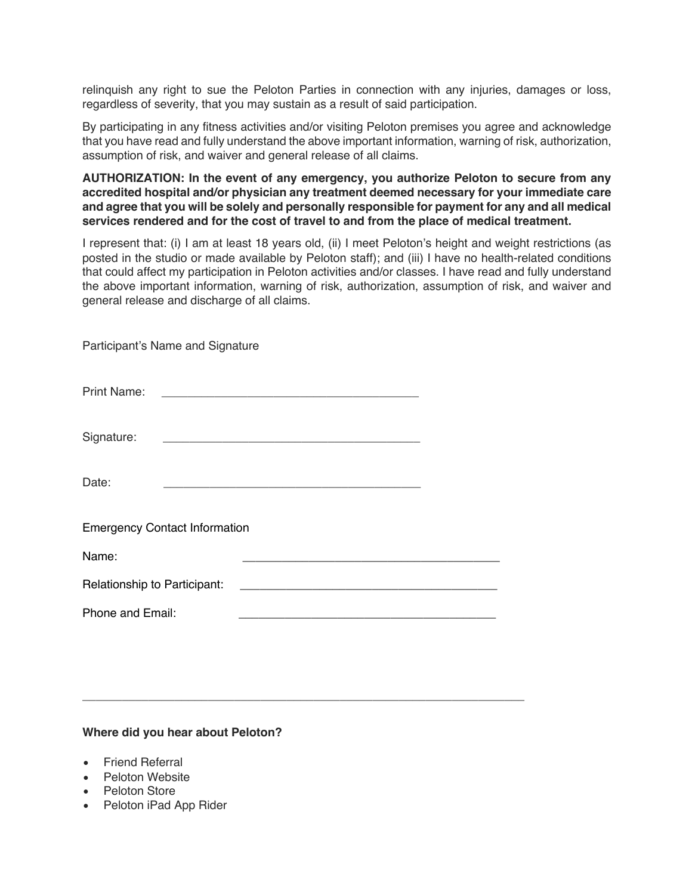relinquish any right to sue the Peloton Parties in connection with any injuries, damages or loss, regardless of severity, that you may sustain as a result of said participation.

By participating in any fitness activities and/or visiting Peloton premises you agree and acknowledge that you have read and fully understand the above important information, warning of risk, authorization, assumption of risk, and waiver and general release of all claims.

**AUTHORIZATION: In the event of any emergency, you authorize Peloton to secure from any accredited hospital and/or physician any treatment deemed necessary for your immediate care and agree that you will be solely and personally responsible for payment for any and all medical services rendered and for the cost of travel to and from the place of medical treatment.**

I represent that: (i) I am at least 18 years old, (ii) I meet Peloton's height and weight restrictions (as posted in the studio or made available by Peloton staff); and (iii) I have no health-related conditions that could affect my participation in Peloton activities and/or classes. I have read and fully understand the above important information, warning of risk, authorization, assumption of risk, and waiver and general release and discharge of all claims.

Participant's Name and Signature

Print Name: ________________________________________

Signature: ________________________________________

Date: ________________________________________

Emergency Contact Information

Name: ________________________________________

Relationship to Participant: ________________________________________

Phone and Email: ________________________________________

---

**Where did you hear about Peloton?**

- Friend Referral
- Peloton Website
- Peloton Store
- Peloton iPad App Rider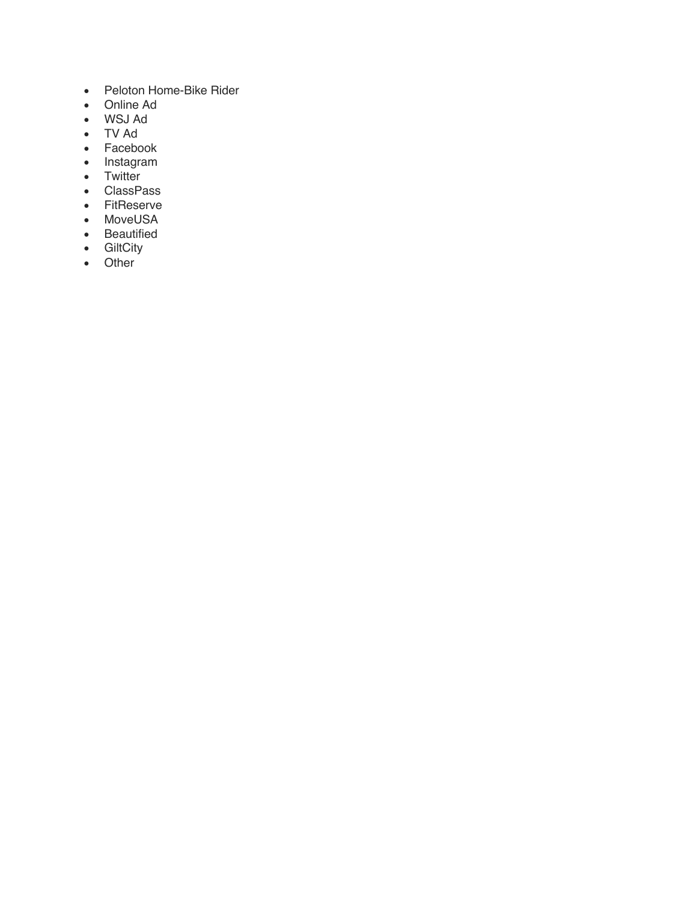- Peloton Home-Bike Rider
- Online Ad
- WSJ Ad
- TV Ad
- Facebook
- Instagram
- Twitter
- ClassPass
- FitReserve
- MoveUSA
- Beautified
- GiltCity
- Other